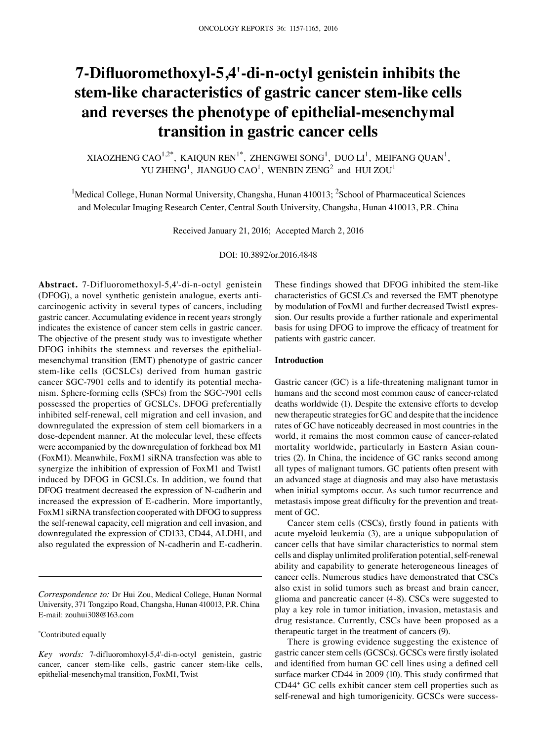# 7-Difluoromethoxyl-5,4'-di-n-octyl genistein inhibits the stem-like characteristics of gastric cancer stem-like cells and reverses the phenotype of epithelial-mesenchymal transition in gastric cancer cells

XIAOZHENG CAO[1,2*], KAIQUN REN[1*], ZHENGWEI SONG[1], DUO LI[1], MEIFANG QUAN[1], YU ZHENG[1], JIANGUO CAO[1], WENBIN ZENG[2] and HUI ZOU[1]

[1]Medical College, Hunan Normal University, Changsha, Hunan 410013; [2]School of Pharmaceutical Sciences and Molecular Imaging Research Center, Central South University, Changsha, Hunan 410013, P.R. China

Received January 21, 2016; Accepted March 2, 2016

DOI: 10.3892/or.2016.4848

**Abstract.** 7-Difluoromethoxyl-5,4'-di-n-octyl genistein (DFOG), a novel synthetic genistein analogue, exerts anticarcinogenic activity in several types of cancers, including gastric cancer. Accumulating evidence in recent years strongly indicates the existence of cancer stem cells in gastric cancer. The objective of the present study was to investigate whether DFOG inhibits the stemness and reverses the epithelial-mesenchymal transition (EMT) phenotype of gastric cancer stem-like cells (GCSLCs) derived from human gastric cancer SGC-7901 cells and to identify its potential mechanism. Sphere-forming cells (SFCs) from the SGC-7901 cells possessed the properties of GCSLCs. DFOG preferentially inhibited self-renewal, cell migration and cell invasion, and downregulated the expression of stem cell biomarkers in a dose-dependent manner. At the molecular level, these effects were accompanied by the downregulation of forkhead box M1 (FoxM1). Meanwhile, FoxM1 siRNA transfection was able to synergize the inhibition of expression of FoxM1 and Twist1 induced by DFOG in GCSLCs. In addition, we found that DFOG treatment decreased the expression of N-cadherin and increased the expression of E-cadherin. More importantly, FoxM1 siRNA transfection cooperated with DFOG to suppress the self-renewal capacity, cell migration and cell invasion, and downregulated the expression of CD133, CD44, ALDH1, and also regulated the expression of N-cadherin and E-cadherin. These findings showed that DFOG inhibited the stem-like characteristics of GCSLCs and reversed the EMT phenotype by modulation of FoxM1 and further decreased Twist1 expression. Our results provide a further rationale and experimental basis for using DFOG to improve the efficacy of treatment for patients with gastric cancer.

*Correspondence to:* Dr Hui Zou, Medical College, Hunan Normal University, 371 Tongzipo Road, Changsha, Hunan 410013, P.R. China
E-mail: zouhui308@163.com

[*]Contributed equally

*Key words:* 7-difluoromhoxyl-5,4'-di-n-octyl genistein, gastric cancer, cancer stem-like cells, gastric cancer stem-like cells, epithelial-mesenchymal transition, FoxM1, Twist

## Introduction

Gastric cancer (GC) is a life-threatening malignant tumor in humans and the second most common cause of cancer-related deaths worldwide (1). Despite the extensive efforts to develop new therapeutic strategies for GC and despite that the incidence rates of GC have noticeably decreased in most countries in the world, it remains the most common cause of cancer-related mortality worldwide, particularly in Eastern Asian countries (2). In China, the incidence of GC ranks second among all types of malignant tumors. GC patients often present with an advanced stage at diagnosis and may also have metastasis when initial symptoms occur. As such tumor recurrence and metastasis impose great difficulty for the prevention and treatment of GC.

Cancer stem cells (CSCs), firstly found in patients with acute myeloid leukemia (3), are a unique subpopulation of cancer cells that have similar characteristics to normal stem cells and display unlimited proliferation potential, self-renewal ability and capability to generate heterogeneous lineages of cancer cells. Numerous studies have demonstrated that CSCs also exist in solid tumors such as breast and brain cancer, glioma and pancreatic cancer (4-8). CSCs were suggested to play a key role in tumor initiation, invasion, metastasis and drug resistance. Currently, CSCs have been proposed as a therapeutic target in the treatment of cancers (9).

There is growing evidence suggesting the existence of gastric cancer stem cells (GCSCs). GCSCs were firstly isolated and identified from human GC cell lines using a defined cell surface marker CD44 in 2009 (10). This study confirmed that $CD44^+$ GC cells exhibit cancer stem cell properties such as self-renewal and high tumorigenicity. GCSCs were success-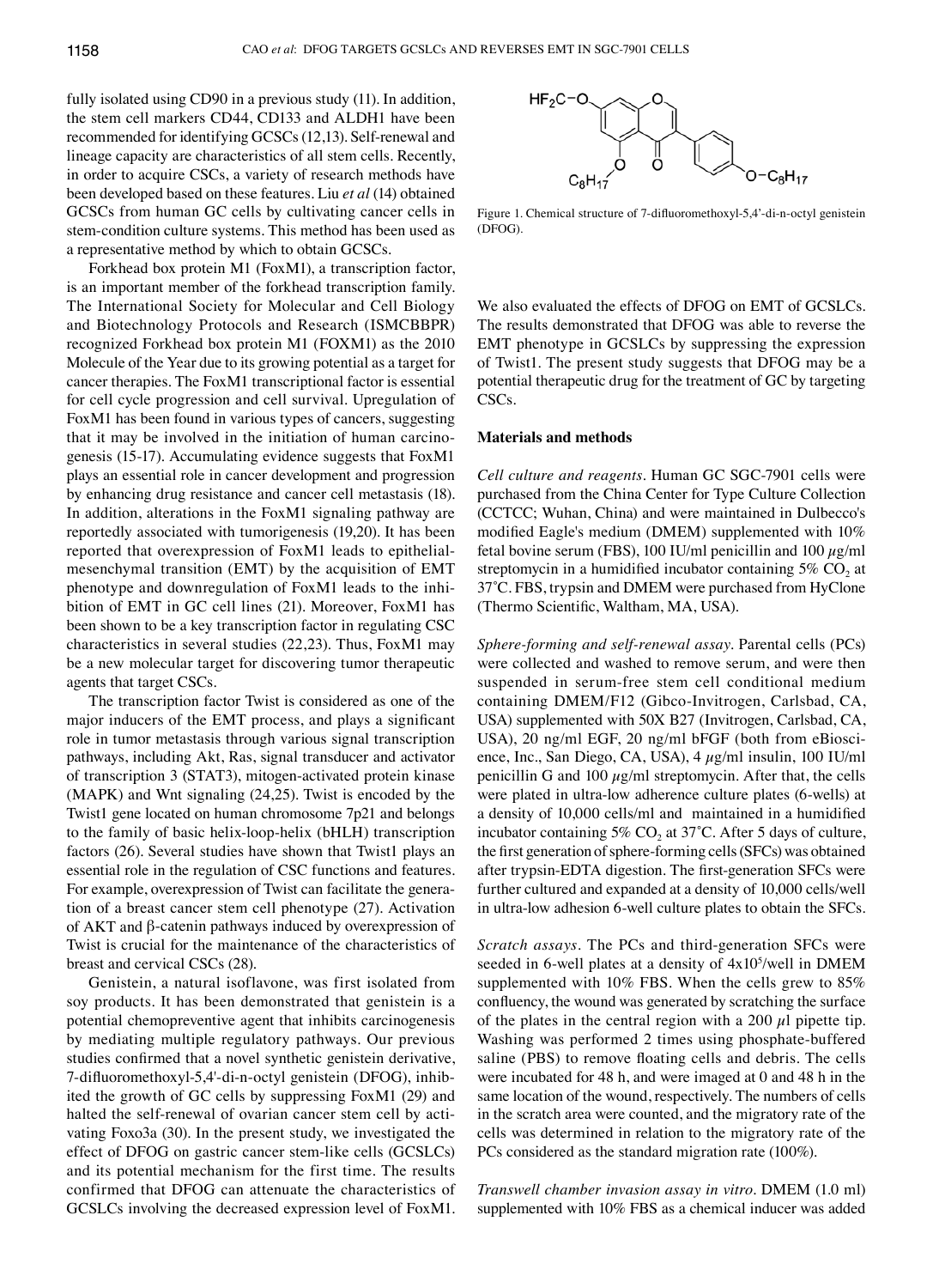fully isolated using CD90 in a previous study (11). In addition, the stem cell markers CD44, CD133 and ALDH1 have been recommended for identifying GCSCs (12,13). Self-renewal and lineage capacity are characteristics of all stem cells. Recently, in order to acquire CSCs, a variety of research methods have been developed based on these features. Liu *et al* (14) obtained GCSCs from human GC cells by cultivating cancer cells in stem-condition culture systems. This method has been used as a representative method by which to obtain GCSCs.

Forkhead box protein M1 (FoxM1), a transcription factor, is an important member of the forkhead transcription family. The International Society for Molecular and Cell Biology and Biotechnology Protocols and Research (ISMCBBPR) recognized Forkhead box protein M1 (FOXM1) as the 2010 Molecule of the Year due to its growing potential as a target for cancer therapies. The FoxM1 transcriptional factor is essential for cell cycle progression and cell survival. Upregulation of FoxM1 has been found in various types of cancers, suggesting that it may be involved in the initiation of human carcinogenesis (15-17). Accumulating evidence suggests that FoxM1 plays an essential role in cancer development and progression by enhancing drug resistance and cancer cell metastasis (18). In addition, alterations in the FoxM1 signaling pathway are reportedly associated with tumorigenesis (19,20). It has been reported that overexpression of FoxM1 leads to epithelial-mesenchymal transition (EMT) by the acquisition of EMT phenotype and downregulation of FoxM1 leads to the inhibition of EMT in GC cell lines (21). Moreover, FoxM1 has been shown to be a key transcription factor in regulating CSC characteristics in several studies (22,23). Thus, FoxM1 may be a new molecular target for discovering tumor therapeutic agents that target CSCs.

The transcription factor Twist is considered as one of the major inducers of the EMT process, and plays a significant role in tumor metastasis through various signal transcription pathways, including Akt, Ras, signal transducer and activator of transcription 3 (STAT3), mitogen-activated protein kinase (MAPK) and Wnt signaling (24,25). Twist is encoded by the Twist1 gene located on human chromosome 7p21 and belongs to the family of basic helix-loop-helix (bHLH) transcription factors (26). Several studies have shown that Twist1 plays an essential role in the regulation of CSC functions and features. For example, overexpression of Twist can facilitate the generation of a breast cancer stem cell phenotype (27). Activation of AKT and β-catenin pathways induced by overexpression of Twist is crucial for the maintenance of the characteristics of breast and cervical CSCs (28).

Genistein, a natural isoflavone, was first isolated from soy products. It has been demonstrated that genistein is a potential chemopreventive agent that inhibits carcinogenesis by mediating multiple regulatory pathways. Our previous studies confirmed that a novel synthetic genistein derivative, 7-difluoromethoxyl-5,4'-di-n-octyl genistein (DFOG), inhibited the growth of GC cells by suppressing FoxM1 (29) and halted the self-renewal of ovarian cancer stem cell by activating Foxo3a (30). In the present study, we investigated the effect of DFOG on gastric cancer stem-like cells (GCSLCs) and its potential mechanism for the first time. The results confirmed that DFOG can attenuate the characteristics of GCSLCs involving the decreased expression level of FoxM1. We also evaluated the effects of DFOG on EMT of GCSLCs. The results demonstrated that DFOG was able to reverse the EMT phenotype in GCSLCs by suppressing the expression of Twist1. The present study suggests that DFOG may be a potential therapeutic drug for the treatment of GC by targeting CSCs.

Figure 1. Chemical structure of 7-difluoromethoxyl-5,4'-di-n-octyl genistein (DFOG).

## Materials and methods

*Cell culture and reagents.* Human GC SGC-7901 cells were purchased from the China Center for Type Culture Collection (CCTCC; Wuhan, China) and were maintained in Dulbecco's modified Eagle's medium (DMEM) supplemented with 10% fetal bovine serum (FBS), 100 IU/ml penicillin and 100 µg/ml streptomycin in a humidified incubator containing 5% $CO_2$ at 37˚C. FBS, trypsin and DMEM were purchased from HyClone (Thermo Scientific, Waltham, MA, USA).

*Sphere-forming and self-renewal assay.* Parental cells (PCs) were collected and washed to remove serum, and were then suspended in serum-free stem cell conditional medium containing DMEM/F12 (Gibco-Invitrogen, Carlsbad, CA, USA) supplemented with 50X B27 (Invitrogen, Carlsbad, CA, USA), 20 ng/ml EGF, 20 ng/ml bFGF (both from eBioscience, Inc., San Diego, CA, USA), 4 µg/ml insulin, 100 IU/ml penicillin G and 100 µg/ml streptomycin. After that, the cells were plated in ultra-low adherence culture plates (6-wells) at a density of 10,000 cells/ml and maintained in a humidified incubator containing 5% $CO_2$ at 37˚C. After 5 days of culture, the first generation of sphere-forming cells (SFCs) was obtained after trypsin-EDTA digestion. The first-generation SFCs were further cultured and expanded at a density of 10,000 cells/well in ultra-low adhesion 6-well culture plates to obtain the SFCs.

*Scratch assays.* The PCs and third-generation SFCs were seeded in 6-well plates at a density of $4 \times 10^5$/well in DMEM supplemented with 10% FBS. When the cells grew to 85% confluency, the wound was generated by scratching the surface of the plates in the central region with a 200 µl pipette tip. Washing was performed 2 times using phosphate-buffered saline (PBS) to remove floating cells and debris. The cells were incubated for 48 h, and were imaged at 0 and 48 h in the same location of the wound, respectively. The numbers of cells in the scratch area were counted, and the migratory rate of the cells was determined in relation to the migratory rate of the PCs considered as the standard migration rate (100%).

*Transwell chamber invasion assay in vitro.* DMEM (1.0 ml) supplemented with 10% FBS as a chemical inducer was added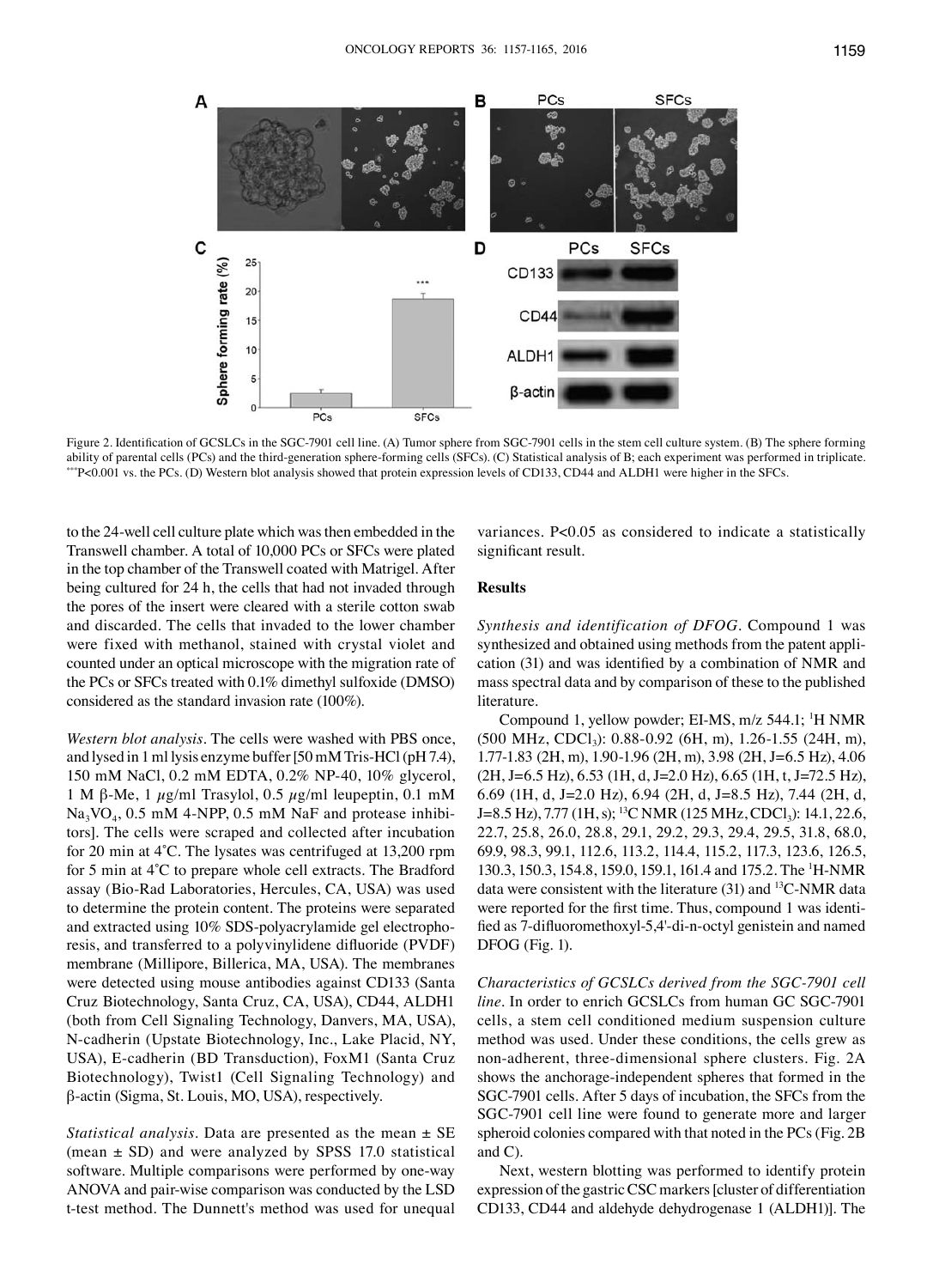Figure 2. Identification of GCSLCs in the SGC-7901 cell line. (A) Tumor sphere from SGC-7901 cells in the stem cell culture system. (B) The sphere forming ability of parental cells (PCs) and the third-generation sphere-forming cells (SFCs). (C) Statistical analysis of B; each experiment was performed in triplicate. ***P<0.001 vs. the PCs. (D) Western blot analysis showed that protein expression levels of CD133, CD44 and ALDH1 were higher in the SFCs.

to the 24-well cell culture plate which was then embedded in the Transwell chamber. A total of 10,000 PCs or SFCs were plated in the top chamber of the Transwell coated with Matrigel. After being cultured for 24 h, the cells that had not invaded through the pores of the insert were cleared with a sterile cotton swab and discarded. The cells that invaded to the lower chamber were fixed with methanol, stained with crystal violet and counted under an optical microscope with the migration rate of the PCs or SFCs treated with 0.1% dimethyl sulfoxide (DMSO) considered as the standard invasion rate (100%).

*Western blot analysis*. The cells were washed with PBS once, and lysed in 1 ml lysis enzyme buffer [50 mM Tris-HCl (pH 7.4), 150 mM NaCl, 0.2 mM EDTA, 0.2% NP-40, 10% glycerol, 1 M β-Me, 1 $\mu$g/ml Trasylol, 0.5 $\mu$g/ml leupeptin, 0.1 mM $Na_3VO_4$, 0.5 mM 4-NPP, 0.5 mM NaF and protease inhibitors]. The cells were scraped and collected after incubation for 20 min at 4˚C. The lysates was centrifuged at 13,200 rpm for 5 min at 4˚C to prepare whole cell extracts. The Bradford assay (Bio-Rad Laboratories, Hercules, CA, USA) was used to determine the protein content. The proteins were separated and extracted using 10% SDS-polyacrylamide gel electrophoresis, and transferred to a polyvinylidene difluoride (PVDF) membrane (Millipore, Billerica, MA, USA). The membranes were detected using mouse antibodies against CD133 (Santa Cruz Biotechnology, Santa Cruz, CA, USA), CD44, ALDH1 (both from Cell Signaling Technology, Danvers, MA, USA), N-cadherin (Upstate Biotechnology, Inc., Lake Placid, NY, USA), E-cadherin (BD Transduction), FoxM1 (Santa Cruz Biotechnology), Twist1 (Cell Signaling Technology) and β-actin (Sigma, St. Louis, MO, USA), respectively.

*Statistical analysis*. Data are presented as the mean ± SE (mean ± SD) and were analyzed by SPSS 17.0 statistical software. Multiple comparisons were performed by one-way ANOVA and pair-wise comparison was conducted by the LSD t-test method. The Dunnett's method was used for unequal variances. P<0.05 as considered to indicate a statistically significant result.

## Results

*Synthesis and identification of DFOG*. Compound 1 was synthesized and obtained using methods from the patent application (31) and was identified by a combination of NMR and mass spectral data and by comparison of these to the published literature.

Compound 1, yellow powder; EI-MS, m/z 544.1; $^1$H NMR (500 MHz, $CDCl_3$): 0.88-0.92 (6H, m), 1.26-1.55 (24H, m), 1.77-1.83 (2H, m), 1.90-1.96 (2H, m), 3.98 (2H, J=6.5 Hz), 4.06 (2H, J=6.5 Hz), 6.53 (1H, d, J=2.0 Hz), 6.65 (1H, t, J=72.5 Hz), 6.69 (1H, d, J=2.0 Hz), 6.94 (2H, d, J=8.5 Hz), 7.44 (2H, d, J=8.5 Hz), 7.77 (1H, s); $^{13}$C NMR (125 MHz, $CDCl_3$): 14.1, 22.6, 22.7, 25.8, 26.0, 28.8, 29.1, 29.2, 29.3, 29.4, 29.5, 31.8, 68.0, 69.9, 98.3, 99.1, 112.6, 113.2, 114.4, 115.2, 117.3, 123.6, 126.5, 130.3, 150.3, 154.8, 159.0, 159.1, 161.4 and 175.2. The $^1$H-NMR data were consistent with the literature (31) and $^{13}$C-NMR data were reported for the first time. Thus, compound 1 was identified as 7-difluoromethoxyl-5,4'-di-n-octyl genistein and named DFOG (Fig. 1).

*Characteristics of GCSLCs derived from the SGC-7901 cell line*. In order to enrich GCSLCs from human GC SGC-7901 cells, a stem cell conditioned medium suspension culture method was used. Under these conditions, the cells grew as non-adherent, three-dimensional sphere clusters. Fig. 2A shows the anchorage-independent spheres that formed in the SGC-7901 cells. After 5 days of incubation, the SFCs from the SGC-7901 cell line were found to generate more and larger spheroid colonies compared with that noted in the PCs (Fig. 2B and C).

Next, western blotting was performed to identify protein expression of the gastric CSC markers [cluster of differentiation CD133, CD44 and aldehyde dehydrogenase 1 (ALDH1)]. The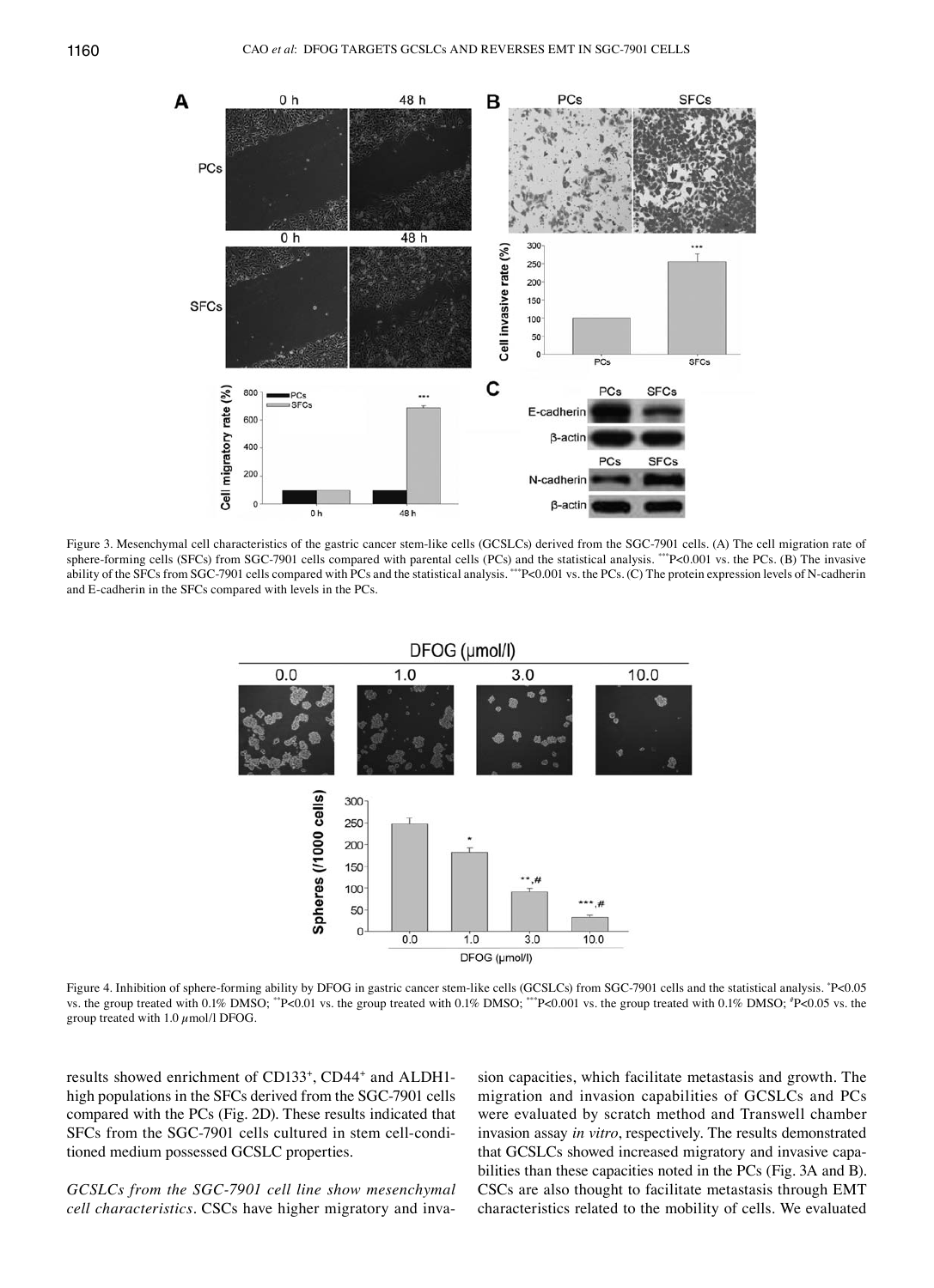Figure 3. Mesenchymal cell characteristics of the gastric cancer stem-like cells (GCSLCs) derived from the SGC-7901 cells. (A) The cell migration rate of sphere-forming cells (SFCs) from SGC-7901 cells compared with parental cells (PCs) and the statistical analysis. ***P<0.001 vs. the PCs. (B) The invasive ability of the SFCs from SGC-7901 cells compared with PCs and the statistical analysis. ***P<0.001 vs. the PCs. (C) The protein expression levels of N-cadherin and E-cadherin in the SFCs compared with levels in the PCs.

Figure 4. Inhibition of sphere-forming ability by DFOG in gastric cancer stem-like cells (GCSLCs) from SGC-7901 cells and the statistical analysis. *P<0.05 vs. the group treated with 0.1% DMSO; **P<0.01 vs. the group treated with 0.1% DMSO; ***P<0.001 vs. the group treated with 0.1% DMSO; #P<0.05 vs. the group treated with 1.0 µmol/l DFOG.

results showed enrichment of CD133+, CD44+ and ALDH1-high populations in the SFCs derived from the SGC-7901 cells compared with the PCs (Fig. 2D). These results indicated that SFCs from the SGC-7901 cells cultured in stem cell-conditioned medium possessed GCSLC properties.

*GCSLCs from the SGC-7901 cell line show mesenchymal cell characteristics*. CSCs have higher migratory and invasion capacities, which facilitate metastasis and growth. The migration and invasion capabilities of GCSLCs and PCs were evaluated by scratch method and Transwell chamber invasion assay *in vitro*, respectively. The results demonstrated that GCSLCs showed increased migratory and invasive capabilities than these capacities noted in the PCs (Fig. 3A and B). CSCs are also thought to facilitate metastasis through EMT characteristics related to the mobility of cells. We evaluated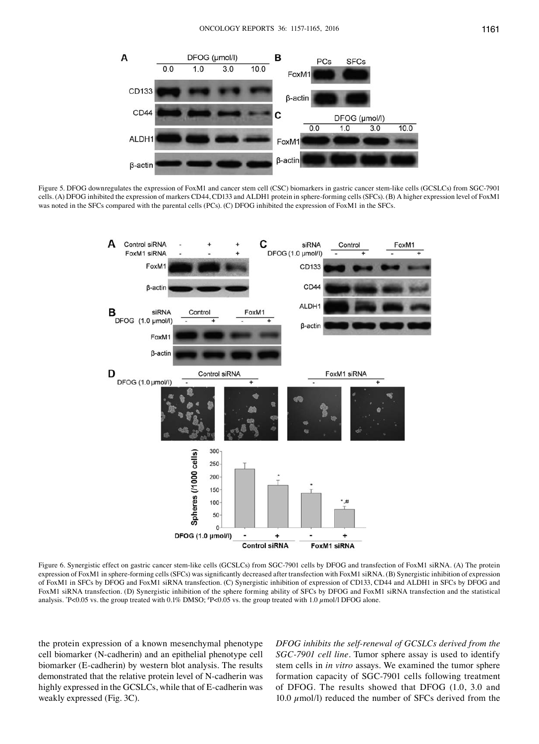Figure 5. DFOG downregulates the expression of FoxM1 and cancer stem cell (CSC) biomarkers in gastric cancer stem-like cells (GCSLCs) from SGC-7901 cells. (A) DFOG inhibited the expression of markers CD44, CD133 and ALDH1 protein in sphere-forming cells (SFCs). (B) A higher expression level of FoxM1 was noted in the SFCs compared with the parental cells (PCs). (C) DFOG inhibited the expression of FoxM1 in the SFCs.

Figure 6. Synergistic effect on gastric cancer stem-like cells (GCSLCs) from SGC-7901 cells by DFOG and transfection of FoxM1 siRNA. (A) The protein expression of FoxM1 in sphere-forming cells (SFCs) was significantly decreased after transfection with FoxM1 siRNA. (B) Synergistic inhibition of expression of FoxM1 in SFCs by DFOG and FoxM1 siRNA transfection. (C) Synergistic inhibition of expression of CD133, CD44 and ALDH1 in SFCs by DFOG and FoxM1 siRNA transfection. (D) Synergistic inhibition of the sphere forming ability of SFCs by DFOG and FoxM1 siRNA transfection and the statistical analysis. *P<0.05 vs. the group treated with 0.1% DMSO; #P<0.05 vs. the group treated with 1.0 $\mu$mol/l DFOG alone.

the protein expression of a known mesenchymal phenotype cell biomarker (N-cadherin) and an epithelial phenotype cell biomarker (E-cadherin) by western blot analysis. The results demonstrated that the relative protein level of N-cadherin was highly expressed in the GCSLCs, while that of E-cadherin was weakly expressed (Fig. 3C).

*DFOG inhibits the self-renewal of GCSLCs derived from the SGC-7901 cell line*. Tumor sphere assay is used to identify stem cells in *in vitro* assays. We examined the tumor sphere formation capacity of SGC-7901 cells following treatment of DFOG. The results showed that DFOG (1.0, 3.0 and 10.0 $\mu$mol/l) reduced the number of SFCs derived from the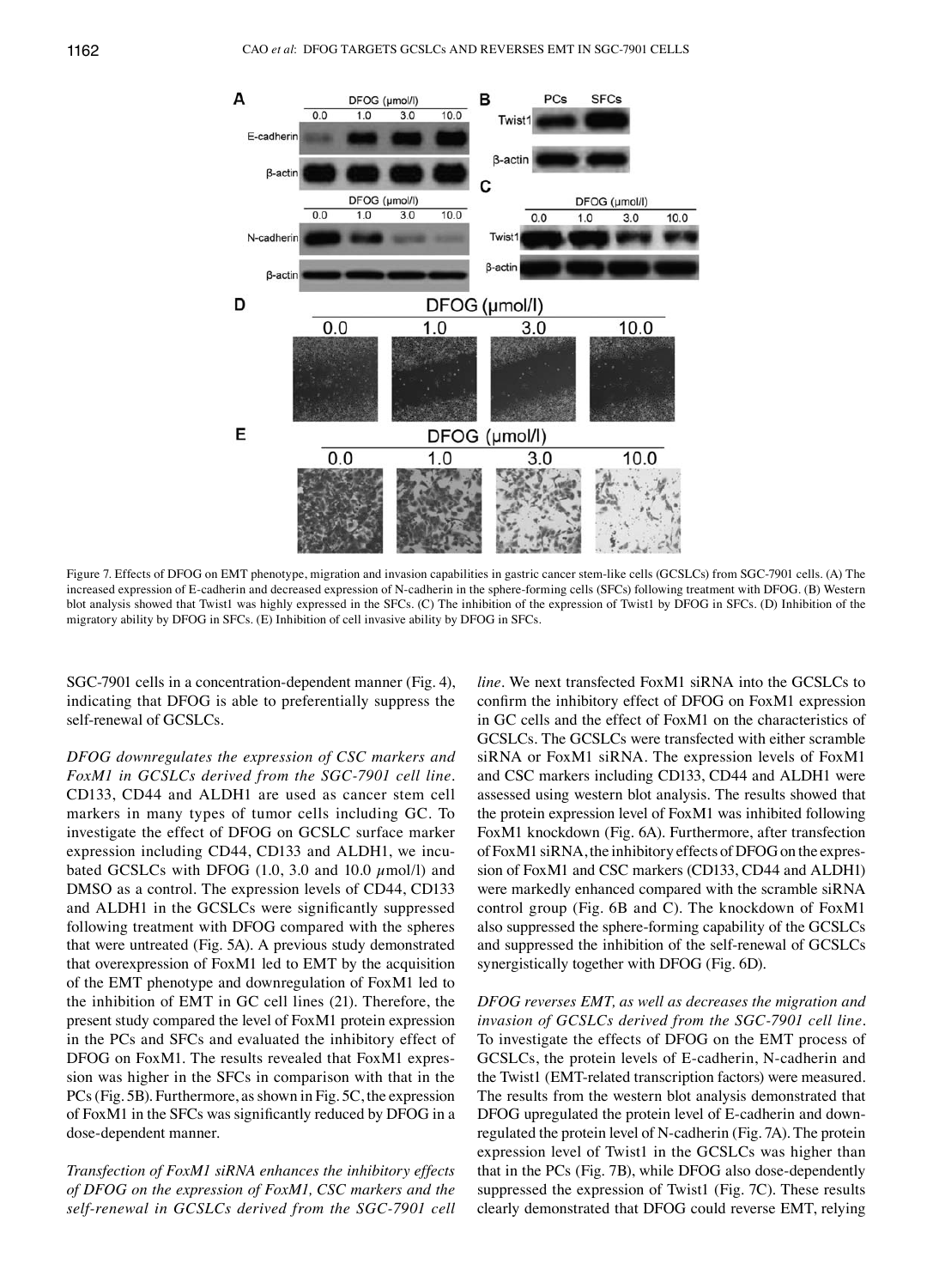Figure 7. Effects of DFOG on EMT phenotype, migration and invasion capabilities in gastric cancer stem-like cells (GCSLCs) from SGC-7901 cells. (A) The increased expression of E-cadherin and decreased expression of N-cadherin in the sphere-forming cells (SFCs) following treatment with DFOG. (B) Western blot analysis showed that Twist1 was highly expressed in the SFCs. (C) The inhibition of the expression of Twist1 by DFOG in SFCs. (D) Inhibition of the migratory ability by DFOG in SFCs. (E) Inhibition of cell invasive ability by DFOG in SFCs.

SGC-7901 cells in a concentration-dependent manner (Fig. 4), indicating that DFOG is able to preferentially suppress the self-renewal of GCSLCs.

*DFOG downregulates the expression of CSC markers and FoxM1 in GCSLCs derived from the SGC-7901 cell line.* CD133, CD44 and ALDH1 are used as cancer stem cell markers in many types of tumor cells including GC. To investigate the effect of DFOG on GCSLC surface marker expression including CD44, CD133 and ALDH1, we incubated GCSLCs with DFOG (1.0, 3.0 and 10.0 $\mu$mol/l) and DMSO as a control. The expression levels of CD44, CD133 and ALDH1 in the GCSLCs were significantly suppressed following treatment with DFOG compared with the spheres that were untreated (Fig. 5A). A previous study demonstrated that overexpression of FoxM1 led to EMT by the acquisition of the EMT phenotype and downregulation of FoxM1 led to the inhibition of EMT in GC cell lines (21). Therefore, the present study compared the level of FoxM1 protein expression in the PCs and SFCs and evaluated the inhibitory effect of DFOG on FoxM1. The results revealed that FoxM1 expression was higher in the SFCs in comparison with that in the PCs (Fig. 5B). Furthermore, as shown in Fig. 5C, the expression of FoxM1 in the SFCs was significantly reduced by DFOG in a dose-dependent manner.

*Transfection of FoxM1 siRNA enhances the inhibitory effects of DFOG on the expression of FoxM1, CSC markers and the self-renewal in GCSLCs derived from the SGC-7901 cell line.* We next transfected FoxM1 siRNA into the GCSLCs to confirm the inhibitory effect of DFOG on FoxM1 expression in GC cells and the effect of FoxM1 on the characteristics of GCSLCs. The GCSLCs were transfected with either scramble siRNA or FoxM1 siRNA. The expression levels of FoxM1 and CSC markers including CD133, CD44 and ALDH1 were assessed using western blot analysis. The results showed that the protein expression level of FoxM1 was inhibited following FoxM1 knockdown (Fig. 6A). Furthermore, after transfection of FoxM1 siRNA, the inhibitory effects of DFOG on the expression of FoxM1 and CSC markers (CD133, CD44 and ALDH1) were markedly enhanced compared with the scramble siRNA control group (Fig. 6B and C). The knockdown of FoxM1 also suppressed the sphere-forming capability of the GCSLCs and suppressed the inhibition of the self-renewal of GCSLCs synergistically together with DFOG (Fig. 6D).

*DFOG reverses EMT, as well as decreases the migration and invasion of GCSLCs derived from the SGC-7901 cell line.* To investigate the effects of DFOG on the EMT process of GCSLCs, the protein levels of E-cadherin, N-cadherin and the Twist1 (EMT-related transcription factors) were measured. The results from the western blot analysis demonstrated that DFOG upregulated the protein level of E-cadherin and downregulated the protein level of N-cadherin (Fig. 7A). The protein expression level of Twist1 in the GCSLCs was higher than that in the PCs (Fig. 7B), while DFOG also dose-dependently suppressed the expression of Twist1 (Fig. 7C). These results clearly demonstrated that DFOG could reverse EMT, relying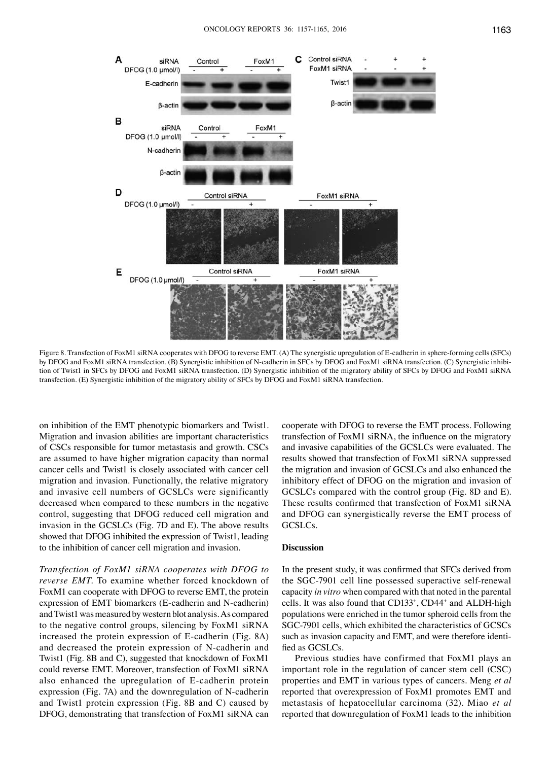Figure 8. Transfection of FoxM1 siRNA cooperates with DFOG to reverse EMT. (A) The synergistic upregulation of E-cadherin in sphere-forming cells (SFCs) by DFOG and FoxM1 siRNA transfection. (B) Synergistic inhibition of N-cadherin in SFCs by DFOG and FoxM1 siRNA transfection. (C) Synergistic inhibition of Twist1 in SFCs by DFOG and FoxM1 siRNA transfection. (D) Synergistic inhibition of the migratory ability of SFCs by DFOG and FoxM1 siRNA transfection. (E) Synergistic inhibition of the migratory ability of SFCs by DFOG and FoxM1 siRNA transfection.

on inhibition of the EMT phenotypic biomarkers and Twist1. Migration and invasion abilities are important characteristics of CSCs responsible for tumor metastasis and growth. CSCs are assumed to have higher migration capacity than normal cancer cells and Twist1 is closely associated with cancer cell migration and invasion. Functionally, the relative migratory and invasive cell numbers of GCSLCs were significantly decreased when compared to these numbers in the negative control, suggesting that DFOG reduced cell migration and invasion in the GCSLCs (Fig. 7D and E). The above results showed that DFOG inhibited the expression of Twist1, leading to the inhibition of cancer cell migration and invasion.

*Transfection of FoxM1 siRNA cooperates with DFOG to reverse EMT.* To examine whether forced knockdown of FoxM1 can cooperate with DFOG to reverse EMT, the protein expression of EMT biomarkers (E-cadherin and N-cadherin) and Twist1 was measured by western blot analysis. As compared to the negative control groups, silencing by FoxM1 siRNA increased the protein expression of E-cadherin (Fig. 8A) and decreased the protein expression of N-cadherin and Twist1 (Fig. 8B and C), suggested that knockdown of FoxM1 could reverse EMT. Moreover, transfection of FoxM1 siRNA also enhanced the upregulation of E-cadherin protein expression (Fig. 7A) and the downregulation of N-cadherin and Twist1 protein expression (Fig. 8B and C) caused by DFOG, demonstrating that transfection of FoxM1 siRNA can cooperate with DFOG to reverse the EMT process. Following transfection of FoxM1 siRNA, the influence on the migratory and invasive capabilities of the GCSLCs were evaluated. The results showed that transfection of FoxM1 siRNA suppressed the migration and invasion of GCSLCs and also enhanced the inhibitory effect of DFOG on the migration and invasion of GCSLCs compared with the control group (Fig. 8D and E). These results confirmed that transfection of FoxM1 siRNA and DFOG can synergistically reverse the EMT process of GCSLCs.

## Discussion

In the present study, it was confirmed that SFCs derived from the SGC-7901 cell line possessed superactive self-renewal capacity *in vitro* when compared with that noted in the parental cells. It was also found that $CD133^+$, $CD44^+$ and ALDH-high populations were enriched in the tumor spheroid cells from the SGC-7901 cells, which exhibited the characteristics of GCSCs such as invasion capacity and EMT, and were therefore identified as GCSLCs.

Previous studies have confirmed that FoxM1 plays an important role in the regulation of cancer stem cell (CSC) properties and EMT in various types of cancers. Meng *et al* reported that overexpression of FoxM1 promotes EMT and metastasis of hepatocellular carcinoma (32). Miao *et al* reported that downregulation of FoxM1 leads to the inhibition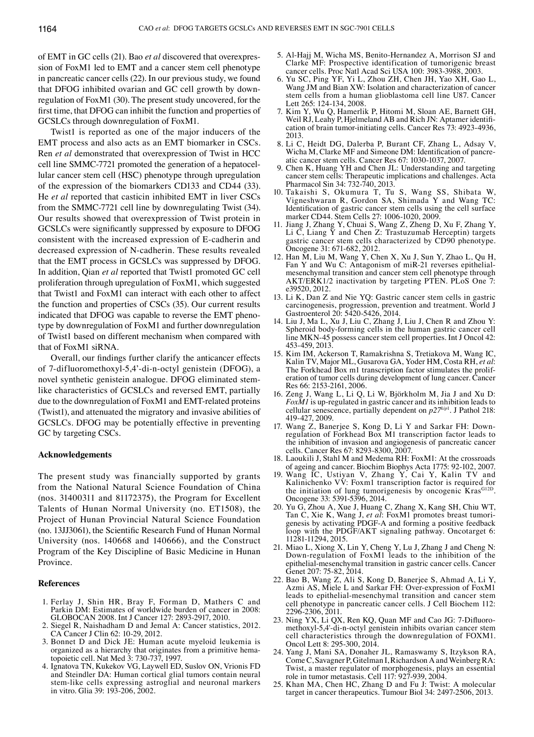of EMT in GC cells (21). Bao *et al* discovered that overexpression of FoxM1 led to EMT and a cancer stem cell phenotype in pancreatic cancer cells (22). In our previous study, we found that DFOG inhibited ovarian and GC cell growth by downregulation of FoxM1 (30). The present study uncovered, for the first time, that DFOG can inhibit the function and properties of GCSLCs through downregulation of FoxM1.

Twist1 is reported as one of the major inducers of the EMT process and also acts as an EMT biomarker in CSCs. Ren *et al* demonstrated that overexpression of Twist in HCC cell line SMMC-7721 promoted the generation of a hepatocellular cancer stem cell (HSC) phenotype through upregulation of the expression of the biomarkers CD133 and CD44 (33). He *et al* reported that casticin inhibited EMT in liver CSCs from the SMMC-7721 cell line by downregulating Twist (34). Our results showed that overexpression of Twist protein in GCSLCs were significantly suppressed by exposure to DFOG consistent with the increased expression of E-cadherin and decreased expression of N-cadherin. These results revealed that the EMT process in GCSLCs was suppressed by DFOG. In addition, Qian *et al* reported that Twist1 promoted GC cell proliferation through upregulation of FoxM1, which suggested that Twist1 and FoxM1 can interact with each other to affect the function and properties of CSCs (35). Our current results indicated that DFOG was capable to reverse the EMT phenotype by downregulation of FoxM1 and further downregulation of Twist1 based on different mechanism when compared with that of FoxM1 siRNA.

Overall, our findings further clarify the anticancer effects of 7-difluoromethoxyl-5,4'-di-n-octyl genistein (DFOG), a novel synthetic genistein analogue. DFOG eliminated stem-like characteristics of GCSLCs and reversed EMT, partially due to the downregulation of FoxM1 and EMT-related proteins (Twist1), and attenuated the migratory and invasive abilities of GCSLCs. DFOG may be potentially effective in preventing GC by targeting CSCs.

## Acknowledgements

The present study was financially supported by grants from the National Natural Science Foundation of China (nos. 31400311 and 81172375), the Program for Excellent Talents of Hunan Normal University (no. ET1508), the Project of Hunan Provincial Natural Science Foundation (no. 13JJ3061), the Scientific Research Fund of Hunan Normal University (nos. 140668 and 140666), and the Construct Program of the Key Discipline of Basic Medicine in Hunan Province.

## References

1. Ferlay J, Shin HR, Bray F, Forman D, Mathers C and Parkin DM: Estimates of worldwide burden of cancer in 2008: GLOBOCAN 2008. Int J Cancer 127: 2893-2917, 2010.
2. Siegel R, Naishadham D and Jemal A: Cancer statistics, 2012. CA Cancer J Clin 62: 10-29, 2012.
3. Bonnet D and Dick JE: Human acute myeloid leukemia is organized as a hierarchy that originates from a primitive hematopoietic cell. Nat Med 3: 730-737, 1997.
4. Ignatova TN, Kukekov VG, Laywell ED, Suslov ON, Vrionis FD and Steindler DA: Human cortical glial tumors contain neural stem-like cells expressing astroglial and neuronal markers in vitro. Glia 39: 193-206, 2002.
5. Al-Hajj M, Wicha MS, Benito-Hernandez A, Morrison SJ and Clarke MF: Prospective identification of tumorigenic breast cancer cells. Proc Natl Acad Sci USA 100: 3983-3988, 2003.
6. Yu SC, Ping YF, Yi L, Zhou ZH, Chen JH, Yao XH, Gao L, Wang JM and Bian XW: Isolation and characterization of cancer stem cells from a human glioblastoma cell line U87. Cancer Lett 265: 124-134, 2008.
7. Kim Y, Wu Q, Hamerlik P, Hitomi M, Sloan AE, Barnett GH, Weil RJ, Leahy P, Hjelmeland AB and Rich JN: Aptamer identification of brain tumor-initiating cells. Cancer Res 73: 4923-4936, 2013.
8. Li C, Heidt DG, Dalerba P, Burant CF, Zhang L, Adsay V, Wicha M, Clarke MF and Simeone DM: Identification of pancreatic cancer stem cells. Cancer Res 67: 1030-1037, 2007.
9. Chen K, Huang YH and Chen JL: Understanding and targeting cancer stem cells: Therapeutic implications and challenges. Acta Pharmacol Sin 34: 732-740, 2013.
10. Takaishi S, Okumura T, Tu S, Wang SS, Shibata W, Vigneshwaran R, Gordon SA, Shimada Y and Wang TC: Identification of gastric cancer stem cells using the cell surface marker CD44. Stem Cells 27: 1006-1020, 2009.
11. Jiang J, Zhang Y, Chuai S, Wang Z, Zheng D, Xu F, Zhang Y, Li C, Liang Y and Chen Z: Trastuzumab Herceptin) targets gastric cancer stem cells characterized by CD90 phenotype. Oncogene 31: 671-682, 2012.
12. Han M, Liu M, Wang Y, Chen X, Xu J, Sun Y, Zhao L, Qu H, Fan Y and Wu C: Antagonism of miR-21 reverses epithelial-mesenchymal transition and cancer stem cell phenotype through AKT/ERK1/2 inactivation by targeting PTEN. PLoS One 7: e39520, 2012.
13. Li K, Dan Z and Nie YQ: Gastric cancer stem cells in gastric carcinogenesis, progression, prevention and treatment. World J Gastroenterol 20: 5420-5426, 2014.
14. Liu J, Ma L, Xu J, Liu C, Zhang J, Liu J, Chen R and Zhou Y: Spheroid body-forming cells in the human gastric cancer cell line MKN-45 possess cancer stem cell properties. Int J Oncol 42: 453-459, 2013.
15. Kim IM, Ackerson T, Ramakrishna S, Tretiakova M, Wang IC, Kalin TV, Major ML, Gusarova GA, Yoder HM, Costa RH, *et al*: The Forkhead Box m1 transcription factor stimulates the proliferation of tumor cells during development of lung cancer. Cancer Res 66: 2153-2161, 2006.
16. Zeng J, Wang L, Li Q, Li W, Björkholm M, Jia J and Xu D: *FoxM1* is up-regulated in gastric cancer and its inhibition leads to cellular senescence, partially dependent on $p27^{kip1}$. J Pathol 218: 419-427, 2009.
17. Wang Z, Banerjee S, Kong D, Li Y and Sarkar FH: Down-regulation of Forkhead Box M1 transcription factor leads to the inhibition of invasion and angiogenesis of pancreatic cancer cells. Cancer Res 67: 8293-8300, 2007.
18. Laoukili J, Stahl M and Medema RH: FoxM1: At the crossroads of ageing and cancer. Biochim Biophys Acta 1775: 92-102, 2007.
19. Wang IC, Ustiyan V, Zhang Y, Cai Y, Kalin TV and Kalinichenko VV: Foxm1 transcription factor is required for the initiation of lung tumorigenesis by oncogenic $Kras^{G12D}$. Oncogene 33: 5391-5396, 2014.
20. Yu G, Zhou A, Xue J, Huang C, Zhang X, Kang SH, Chiu WT, Tan C, Xie K, Wang J, *et al*: FoxM1 promotes breast tumorigenesis by activating PDGF-A and forming a positive feedback loop with the PDGF/AKT signaling pathway. Oncotarget 6: 11281-11294, 2015.
21. Miao L, Xiong X, Lin Y, Cheng Y, Lu J, Zhang J and Cheng N: Down-regulation of FoxM1 leads to the inhibition of the epithelial-mesenchymal transition in gastric cancer cells. Cancer Genet 207: 75-82, 2014.
22. Bao B, Wang Z, Ali S, Kong D, Banerjee S, Ahmad A, Li Y, Azmi AS, Miele L and Sarkar FH: Over-expression of FoxM1 leads to epithelial-mesenchymal transition and cancer stem cell phenotype in pancreatic cancer cells. J Cell Biochem 112: 2296-2306, 2011.
23. Ning YX, Li QX, Ren KQ, Quan MF and Cao JG: 7-Difluoromethoxyl-5,4'-di-n-octyl genistein inhibits ovarian cancer stem cell characteristics through the downregulation of FOXM1. Oncol Lett 8: 295-300, 2014.
24. Yang J, Mani SA, Donaher JL, Ramaswamy S, Itzykson RA, Come C, Savagner P, Gitelman I, Richardson A and Weinberg RA: Twist, a master regulator of morphogenesis, plays an essential role in tumor metastasis. Cell 117: 927-939, 2004.
25. Khan MA, Chen HC, Zhang D and Fu J: Twist: A molecular target in cancer therapeutics. Tumour Biol 34: 2497-2506, 2013.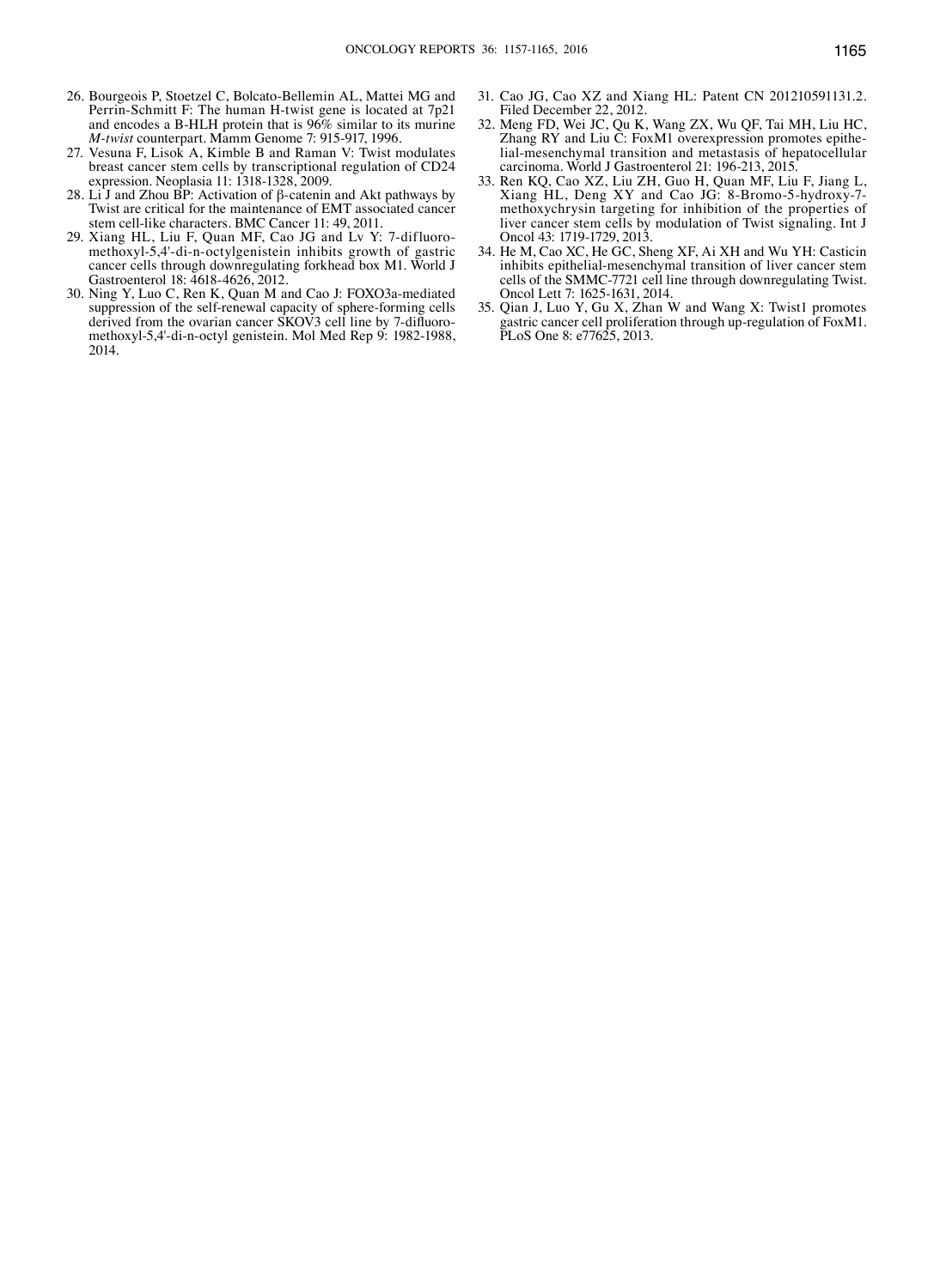26. Bourgeois P, Stoetzel C, Bolcato-Bellemin AL, Mattei MG and Perrin-Schmitt F: The human H-twist gene is located at 7p21 and encodes a B-HLH protein that is 96% similar to its murine *M-twist* counterpart. Mamm Genome 7: 915-917, 1996.
27. Vesuna F, Lisok A, Kimble B and Raman V: Twist modulates breast cancer stem cells by transcriptional regulation of CD24 expression. Neoplasia 11: 1318-1328, 2009.
28. Li J and Zhou BP: Activation of β-catenin and Akt pathways by Twist are critical for the maintenance of EMT associated cancer stem cell-like characters. BMC Cancer 11: 49, 2011.
29. Xiang HL, Liu F, Quan MF, Cao JG and Lv Y: 7-difluoromethoxyl-5,4'-di-n-octylgenistein inhibits growth of gastric cancer cells through downregulating forkhead box M1. World J Gastroenterol 18: 4618-4626, 2012.
30. Ning Y, Luo C, Ren K, Quan M and Cao J: FOXO3a-mediated suppression of the self-renewal capacity of sphere-forming cells derived from the ovarian cancer SKOV3 cell line by 7-difluoromethoxyl-5,4'-di-n-octyl genistein. Mol Med Rep 9: 1982-1988, 2014.
31. Cao JG, Cao XZ and Xiang HL: Patent CN 201210591131.2. Filed December 22, 2012.
32. Meng FD, Wei JC, Qu K, Wang ZX, Wu QF, Tai MH, Liu HC, Zhang RY and Liu C: FoxM1 overexpression promotes epithelial-mesenchymal transition and metastasis of hepatocellular carcinoma. World J Gastroenterol 21: 196-213, 2015.
33. Ren KQ, Cao XZ, Liu ZH, Guo H, Quan MF, Liu F, Jiang L, Xiang HL, Deng XY and Cao JG: 8-Bromo-5-hydroxy-7-methoxychrysin targeting for inhibition of the properties of liver cancer stem cells by modulation of Twist signaling. Int J Oncol 43: 1719-1729, 2013.
34. He M, Cao XC, He GC, Sheng XF, Ai XH and Wu YH: Casticin inhibits epithelial-mesenchymal transition of liver cancer stem cells of the SMMC-7721 cell line through downregulating Twist. Oncol Lett 7: 1625-1631, 2014.
35. Qian J, Luo Y, Gu X, Zhan W and Wang X: Twist1 promotes gastric cancer cell proliferation through up-regulation of FoxM1. PLoS One 8: e77625, 2013.